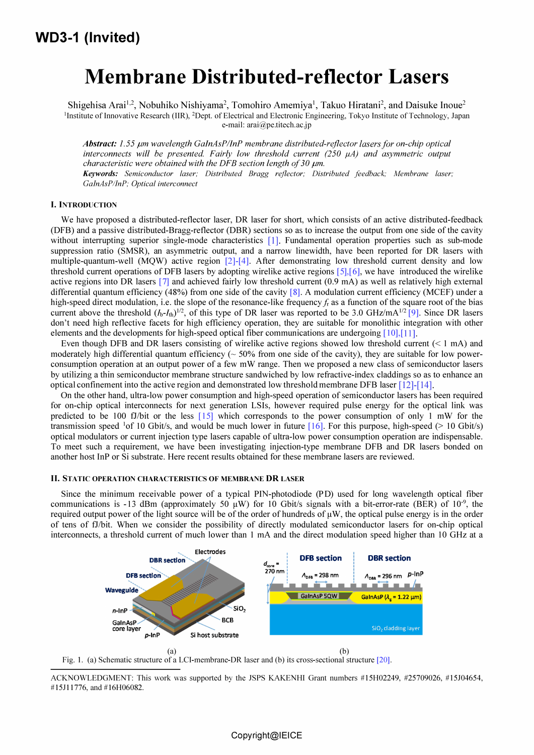WD3-1 (Invited)

# Membrane Distributed-reflector Lasers

Shigehisa Arai[1,2], Nobuhiko Nishiyama[2], Tomohiro Amemiya[1], Takuo Hiratani[2], and Daisuke Inoue[2]

[1]Institute of Innovative Research (IIR), [2]Dept. of Electrical and Electronic Engineering, Tokyo Institute of Technology, Japan

e-mail: arai@pe.titech.ac.jp

***Abstract:*** *1.55 μm wavelength GaInAsP/InP membrane distributed-reflector lasers for on-chip optical interconnects will be presented. Fairly low threshold current (250 μA) and asymmetric output characteristic were obtained with the DFB section length of 30 μm.*

***Keywords:*** *Semiconductor laser; Distributed Bragg reflector; Distributed feedback; Membrane laser; GaInAsP/InP; Optical interconnect*

## I. Introduction

We have proposed a distributed-reflector laser, DR laser for short, which consists of an active distributed-feedback (DFB) and a passive distributed-Bragg-reflector (DBR) sections so as to increase the output from one side of the cavity without interrupting superior single-mode characteristics [1]. Fundamental operation properties such as sub-mode suppression ratio (SMSR), an asymmetric output, and a narrow linewidth, have been reported for DR lasers with multiple-quantum-well (MQW) active region [2]-[4]. After demonstrating low threshold current density and low threshold current operations of DFB lasers by adopting wirelike active regions [5],[6], we have introduced the wirelike active regions into DR lasers [7] and achieved fairly low threshold current (0.9 mA) as well as relatively high external differential quantum efficiency (48%) from one side of the cavity [8]. A modulation current efficiency (MCEF) under a high-speed direct modulation, i.e. the slope of the resonance-like frequency $f_r$ as a function of the square root of the bias current above the threshold $(I_b\text{-}I_{th})^{1/2}$, of this type of DR laser was reported to be 3.0 GHz/mA$^{1/2}$ [9]. Since DR lasers don't need high reflective facets for high efficiency operation, they are suitable for monolithic integration with other elements and the developments for high-speed optical fiber communications are undergoing [10],[11].

Even though DFB and DR lasers consisting of wirelike active regions showed low threshold current (< 1 mA) and moderately high differential quantum efficiency (~ 50% from one side of the cavity), they are suitable for low power-consumption operation at an output power of a few mW range. Then we proposed a new class of semiconductor lasers by utilizing a thin semiconductor membrane structure sandwiched by low refractive-index claddings so as to enhance an optical confinement into the active region and demonstrated low threshold membrane DFB laser [12]-[14].

On the other hand, ultra-low power consumption and high-speed operation of semiconductor lasers has been required for on-chip optical interconnects for next generation LSIs, however required pulse energy for the optical link was predicted to be 100 fJ/bit or the less [15] which corresponds to the power consumption of only 1 mW for the transmission speed [1]of 10 Gbit/s, and would be much lower in future [16]. For this purpose, high-speed (> 10 Gbit/s) optical modulators or current injection type lasers capable of ultra-low power consumption operation are indispensable. To meet such a requirement, we have been investigating injection-type membrane DFB and DR lasers bonded on another host InP or Si substrate. Here recent results obtained for these membrane lasers are reviewed.

## II. Static Operation Characteristics of Membrane DR Laser

Since the minimum receivable power of a typical PIN-photodiode (PD) used for long wavelength optical fiber communications is -13 dBm (approximately 50 μW) for 10 Gbit/s signals with a bit-error-rate (BER) of $10^{-9}$, the required output power of the light source will be of the order of hundreds of μW, the optical pulse energy is in the order of tens of fJ/bit. When we consider the possibility of directly modulated semiconductor lasers for on-chip optical interconnects, a threshold current of much lower than 1 mA and the direct modulation speed higher than 10 GHz at a

Fig. 1. (a) Schematic structure of a LCI-membrane-DR laser and (b) its cross-sectional structure [20].

ACKNOWLEDGMENT: This work was supported by the JSPS KAKENHI Grant numbers #15H02249, #25709026, #15J04654, #15J11776, and #16H06082.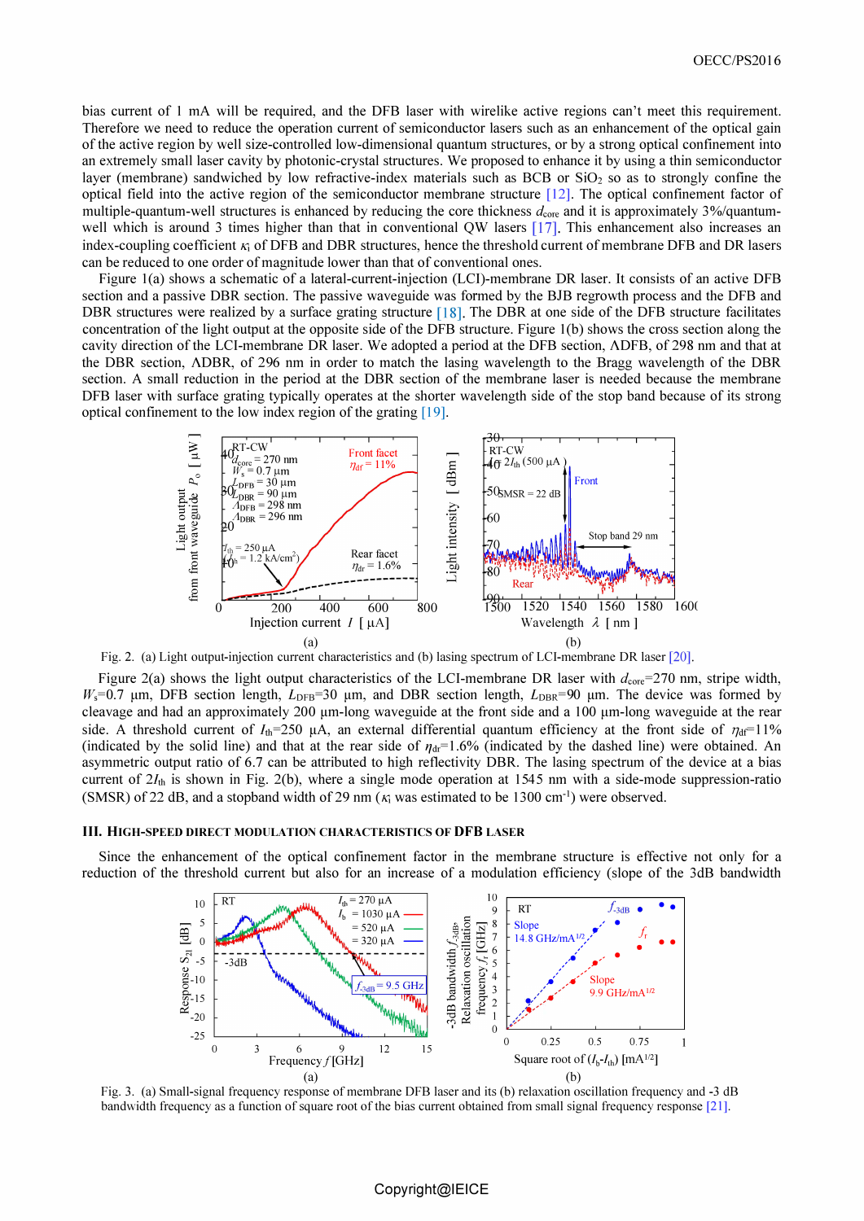bias current of 1 mA will be required, and the DFB laser with wirelike active regions can't meet this requirement. Therefore we need to reduce the operation current of semiconductor lasers such as an enhancement of the optical gain of the active region by well size-controlled low-dimensional quantum structures, or by a strong optical confinement into an extremely small laser cavity by photonic-crystal structures. We proposed to enhance it by using a thin semiconductor layer (membrane) sandwiched by low refractive-index materials such as BCB or $SiO_2$ so as to strongly confine the optical field into the active region of the semiconductor membrane structure [12]. The optical confinement factor of multiple-quantum-well structures is enhanced by reducing the core thickness $d_{core}$ and it is approximately 3%/quantum-well which is around 3 times higher than that in conventional QW lasers [17]. This enhancement also increases an index-coupling coefficient $\kappa_i$ of DFB and DBR structures, hence the threshold current of membrane DFB and DR lasers can be reduced to one order of magnitude lower than that of conventional ones.

Figure 1(a) shows a schematic of a lateral-current-injection (LCI)-membrane DR laser. It consists of an active DFB section and a passive DBR section. The passive waveguide was formed by the BJB regrowth process and the DFB and DBR structures were realized by a surface grating structure [18]. The DBR at one side of the DFB structure facilitates concentration of the light output at the opposite side of the DFB structure. Figure 1(b) shows the cross section along the cavity direction of the LCI-membrane DR laser. We adopted a period at the DFB section, ΛDFB, of 298 nm and that at the DBR section, ΛDBR, of 296 nm in order to match the lasing wavelength to the Bragg wavelength of the DBR section. A small reduction in the period at the DBR section of the membrane laser is needed because the membrane DFB laser with surface grating typically operates at the shorter wavelength side of the stop band because of its strong optical confinement to the low index region of the grating [19].

Fig. 2. (a) Light output-injection current characteristics and (b) lasing spectrum of LCI-membrane DR laser [20].

Figure 2(a) shows the light output characteristics of the LCI-membrane DR laser with $d_{core}$=270 nm, stripe width, $W_s$=0.7 μm, DFB section length, $L_{DFB}$=30 μm, and DBR section length, $L_{DBR}$=90 μm. The device was formed by cleavage and had an approximately 200 μm-long waveguide at the front side and a 100 μm-long waveguide at the rear side. A threshold current of $I_{th}$=250 μA, an external differential quantum efficiency at the front side of $\eta_{df}$=11% (indicated by the solid line) and that at the rear side of $\eta_{dr}$=1.6% (indicated by the dashed line) were obtained. An asymmetric output ratio of 6.7 can be attributed to high reflectivity DBR. The lasing spectrum of the device at a bias current of $2I_{th}$ is shown in Fig. 2(b), where a single mode operation at 1545 nm with a side-mode suppression-ratio (SMSR) of 22 dB, and a stopband width of 29 nm ($\kappa_i$ was estimated to be 1300 $cm^{-1}$) were observed.

## III. High-speed direct modulation characteristics of DFB laser

Since the enhancement of the optical confinement factor in the membrane structure is effective not only for a reduction of the threshold current but also for an increase of a modulation efficiency (slope of the 3dB bandwidth

Fig. 3. (a) Small-signal frequency response of membrane DFB laser and its (b) relaxation oscillation frequency and -3 dB bandwidth frequency as a function of square root of the bias current obtained from small signal frequency response [21].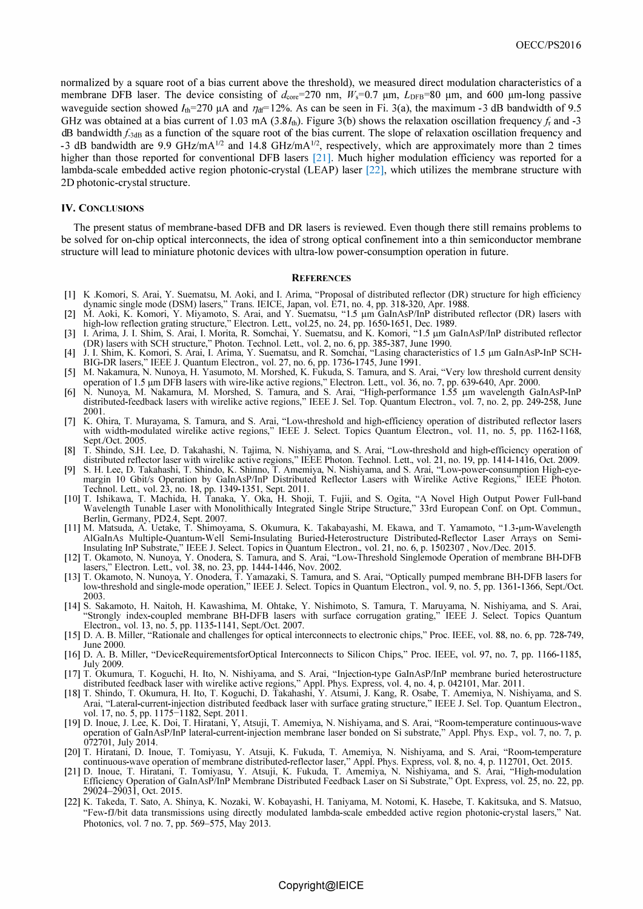normalized by a square root of a bias current above the threshold), we measured direct modulation characteristics of a membrane DFB laser. The device consisting of $d_{core}$=270 nm, $W_s$=0.7 μm, $L_{DFB}$=80 μm, and 600 μm-long passive waveguide section showed $I_{th}$=270 μA and $\eta_{df}$=12%. As can be seen in Fi. 3(a), the maximum -3 dB bandwidth of 9.5 GHz was obtained at a bias current of 1.03 mA (3.8$I_{th}$). Figure 3(b) shows the relaxation oscillation frequency $f_r$ and -3 dB bandwidth $f_{-3dB}$ as a function of the square root of the bias current. The slope of relaxation oscillation frequency and -3 dB bandwidth are 9.9 GHz/mA$^{1/2}$ and 14.8 GHz/mA$^{1/2}$, respectively, which are approximately more than 2 times higher than those reported for conventional DFB lasers [21]. Much higher modulation efficiency was reported for a lambda-scale embedded active region photonic-crystal (LEAP) laser [22], which utilizes the membrane structure with 2D photonic-crystal structure.

## IV. Conclusions

The present status of membrane-based DFB and DR lasers is reviewed. Even though there still remains problems to be solved for on-chip optical interconnects, the idea of strong optical confinement into a thin semiconductor membrane structure will lead to miniature photonic devices with ultra-low power-consumption operation in future.

## References

[1] K .Komori, S. Arai, Y. Suematsu, M. Aoki, and I. Arima, "Proposal of distributed reflector (DR) structure for high efficiency dynamic single mode (DSM) lasers," Trans. IEICE, Japan, vol. E71, no. 4, pp. 318-320, Apr. 1988.

[2] M. Aoki, K. Komori, Y. Miyamoto, S. Arai, and Y. Suematsu, "1.5 μm GaInAsP/InP distributed reflector (DR) lasers with high-low reflection grating structure," Electron. Lett., vol.25, no. 24, pp. 1650-1651, Dec. 1989.

[3] I. Arima, J. I. Shim, S. Arai, I. Morita, R. Somchai, Y. Suematsu, and K. Komori, "1.5 μm GaInAsP/InP distributed reflector (DR) lasers with SCH structure," Photon. Technol. Lett., vol. 2, no. 6, pp. 385-387, June 1990.

[4] J. I. Shim, K. Komori, S. Arai, I. Arima, Y. Suematsu, and R. Somchai, "Lasing characteristics of 1.5 μm GaInAsP-InP SCH-BIG-DR lasers," IEEE J. Quantum Electron., vol. 27, no. 6, pp. 1736-1745, June 1991.

[5] M. Nakamura, N. Nunoya, H. Yasumoto, M. Morshed, K. Fukuda, S. Tamura, and S. Arai, "Very low threshold current density operation of 1.5 μm DFB lasers with wire-like active regions," Electron. Lett., vol. 36, no. 7, pp. 639-640, Apr. 2000.

[6] N. Nunoya, M. Nakamura, M. Morshed, S. Tamura, and S. Arai, "High-performance 1.55 μm wavelength GaInAsP-InP distributed-feedback lasers with wirelike active regions," IEEE J. Sel. Top. Quantum Electron., vol. 7, no. 2, pp. 249-258, June 2001.

[7] K. Ohira, T. Murayama, S. Tamura, and S. Arai, "Low-threshold and high-efficiency operation of distributed reflector lasers with width-modulated wirelike active regions," IEEE J. Select. Topics Quantum Electron., vol. 11, no. 5, pp. 1162-1168, Sept./Oct. 2005.

[8] T. Shindo, S.H. Lee, D. Takahashi, N. Tajima, N. Nishiyama, and S. Arai, "Low-threshold and high-efficiency operation of distributed reflector laser with wirelike active regions," IEEE Photon. Technol. Lett., vol. 21, no. 19, pp. 1414-1416, Oct. 2009.

[9] S. H. Lee, D. Takahashi, T. Shindo, K. Shinno, T. Amemiya, N. Nishiyama, and S. Arai, "Low-power-consumption High-eye-margin 10 Gbit/s Operation by GaInAsP/InP Distributed Reflector Lasers with Wirelike Active Regions," IEEE Photon. Technol. Lett., vol. 23, no. 18, pp. 1349-1351, Sept. 2011.

[10] T. Ishikawa, T. Machida, H. Tanaka, Y. Oka, H. Shoji, T. Fujii, and S. Ogita, "A Novel High Output Power Full-band Wavelength Tunable Laser with Monolithically Integrated Single Stripe Structure," 33rd European Conf. on Opt. Commun., Berlin, Germany, PD2.4, Sept. 2007.

[11] M. Matsuda, A. Uetake, T. Shimoyama, S. Okumura, K. Takabayashi, M. Ekawa, and T. Yamamoto, "1.3-μm-Wavelength AlGaInAs Multiple-Quantum-Well Semi-Insulating Buried-Heterostructure Distributed-Reflector Laser Arrays on Semi-Insulating InP Substrate," IEEE J. Select. Topics in Quantum Electron., vol. 21, no. 6, p. 1502307 , Nov./Dec. 2015.

[12] T. Okamoto, N. Nunoya, Y. Onodera, S. Tamura, and S. Arai, "Low-Threshold Singlemode Operation of membrane BH-DFB lasers," Electron. Lett., vol. 38, no. 23, pp. 1444-1446, Nov. 2002.

[13] T. Okamoto, N. Nunoya, Y. Onodera, T. Yamazaki, S. Tamura, and S. Arai, "Optically pumped membrane BH-DFB lasers for low-threshold and single-mode operation," IEEE J. Select. Topics in Quantum Electron., vol. 9, no. 5, pp. 1361-1366, Sept./Oct. 2003.

[14] S. Sakamoto, H. Naitoh, H. Kawashima, M. Ohtake, Y. Nishimoto, S. Tamura, T. Maruyama, N. Nishiyama, and S. Arai, "Strongly index-coupled membrane BH-DFB lasers with surface corrugation grating," IEEE J. Select. Topics Quantum Electron., vol. 13, no. 5, pp. 1135-1141, Sept./Oct. 2007.

[15] D. A. B. Miller, "Rationale and challenges for optical interconnects to electronic chips," Proc. IEEE, vol. 88, no. 6, pp. 728-749, June 2000.

[16] D. A. B. Miller, "DeviceRequirementsforOptical Interconnects to Silicon Chips," Proc. IEEE, vol. 97, no. 7, pp. 1166-1185, July 2009.

[17] T. Okumura, T. Koguchi, H. Ito, N. Nishiyama, and S. Arai, "Injection-type GaInAsP/InP membrane buried heterostructure distributed feedback laser with wirelike active regions," Appl. Phys. Express, vol. 4, no. 4, p. 042101, Mar. 2011.

[18] T. Shindo, T. Okumura, H. Ito, T. Koguchi, D. Takahashi, Y. Atsumi, J. Kang, R. Osabe, T. Amemiya, N. Nishiyama, and S. Arai, "Lateral-current-injection distributed feedback laser with surface grating structure," IEEE J. Sel. Top. Quantum Electron., vol. 17, no. 5, pp. 1175−1182, Sept. 2011.

[19] D. Inoue, J. Lee, K. Doi, T. Hiratani, Y, Atsuji, T. Amemiya, N. Nishiyama, and S. Arai, "Room-temperature continuous-wave operation of GaInAsP/InP lateral-current-injection membrane laser bonded on Si substrate," Appl. Phys. Exp., vol. 7, no. 7, p. 072701, July 2014.

[20] T. Hiratani, D. Inoue, T. Tomiyasu, Y. Atsuji, K. Fukuda, T. Amemiya, N. Nishiyama, and S. Arai, "Room-temperature continuous-wave operation of membrane distributed-reflector laser," Appl. Phys. Express, vol. 8, no. 4, p. 112701, Oct. 2015.

[21] D. Inoue, T. Hiratani, T. Tomiyasu, Y. Atsuji, K. Fukuda, T. Amemiya, N. Nishiyama, and S. Arai, "High-modulation Efficiency Operation of GaInAsP/InP Membrane Distributed Feedback Laser on Si Substrate," Opt. Express, vol. 25, no. 22, pp. 29024–29031, Oct. 2015.

[22] K. Takeda, T. Sato, A. Shinya, K. Nozaki, W. Kobayashi, H. Taniyama, M. Notomi, K. Hasebe, T. Kakitsuka, and S. Matsuo, "Few-fJ/bit data transmissions using directly modulated lambda-scale embedded active region photonic-crystal lasers," Nat. Photonics, vol. 7 no. 7, pp. 569–575, May 2013.